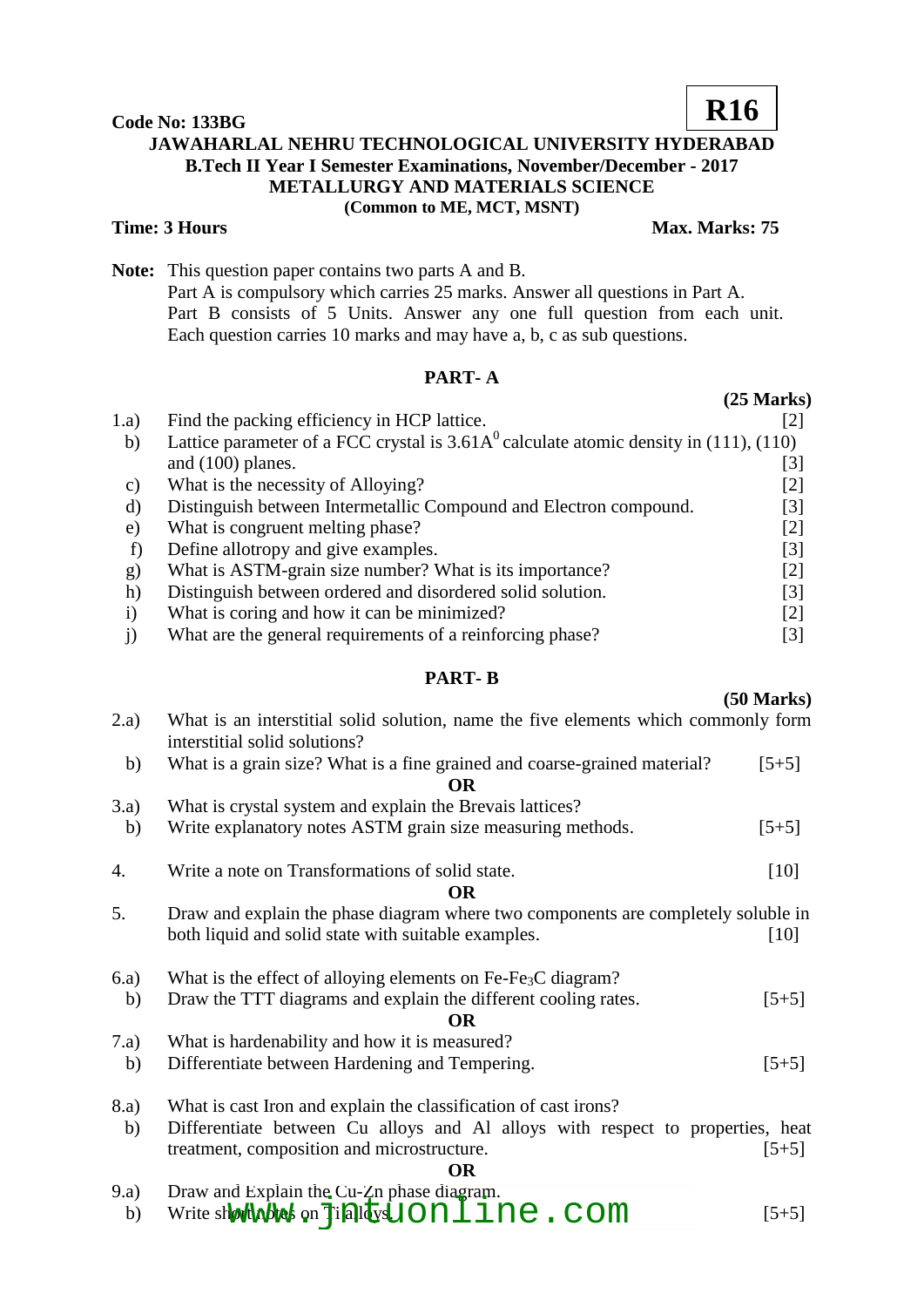**Code No: 133BG**

**R16**

**JAWAHARLAL NEHRU TECHNOLOGICAL UNIVERSITY HYDERABAD**
**B.Tech II Year I Semester Examinations, November/December - 2017**
**METALLURGY AND MATERIALS SCIENCE**
**(Common to ME, MCT, MSNT)**

**Time: 3 Hours** **Max. Marks: 75**

**Note:** This question paper contains two parts A and B.
Part A is compulsory which carries 25 marks. Answer all questions in Part A.
Part B consists of 5 Units. Answer any one full question from each unit. Each question carries 10 marks and may have a, b, c as sub questions.

## PART- A

**(25 Marks)**

1.a) Find the packing efficiency in HCP lattice. [2]

b) Lattice parameter of a FCC crystal is $3.61A^0$ calculate atomic density in (111), (110) and (100) planes. [3]

c) What is the necessity of Alloying? [2]

d) Distinguish between Intermetallic Compound and Electron compound. [3]

e) What is congruent melting phase? [2]

f) Define allotropy and give examples. [3]

g) What is ASTM-grain size number? What is its importance? [2]

h) Distinguish between ordered and disordered solid solution. [3]

i) What is coring and how it can be minimized? [2]

j) What are the general requirements of a reinforcing phase? [3]

## PART- B

**(50 Marks)**

2.a) What is an interstitial solid solution, name the five elements which commonly form interstitial solid solutions?

b) What is a grain size? What is a fine grained and coarse-grained material? [5+5]

**OR**

3.a) What is crystal system and explain the Brevais lattices?

b) Write explanatory notes ASTM grain size measuring methods. [5+5]

4. Write a note on Transformations of solid state. [10]

**OR**

5. Draw and explain the phase diagram where two components are completely soluble in both liquid and solid state with suitable examples. [10]

6.a) What is the effect of alloying elements on $Fe\text{-}Fe_3C$ diagram?

b) Draw the TTT diagrams and explain the different cooling rates. [5+5]

**OR**

7.a) What is hardenability and how it is measured?

b) Differentiate between Hardening and Tempering. [5+5]

8.a) What is cast Iron and explain the classification of cast irons?

b) Differentiate between Cu alloys and Al alloys with respect to properties, heat treatment, composition and microstructure. [5+5]

**OR**

9.a) Draw and Explain the Cu-Zn phase diagram.

b) Write short notes on Ti alloys. [5+5]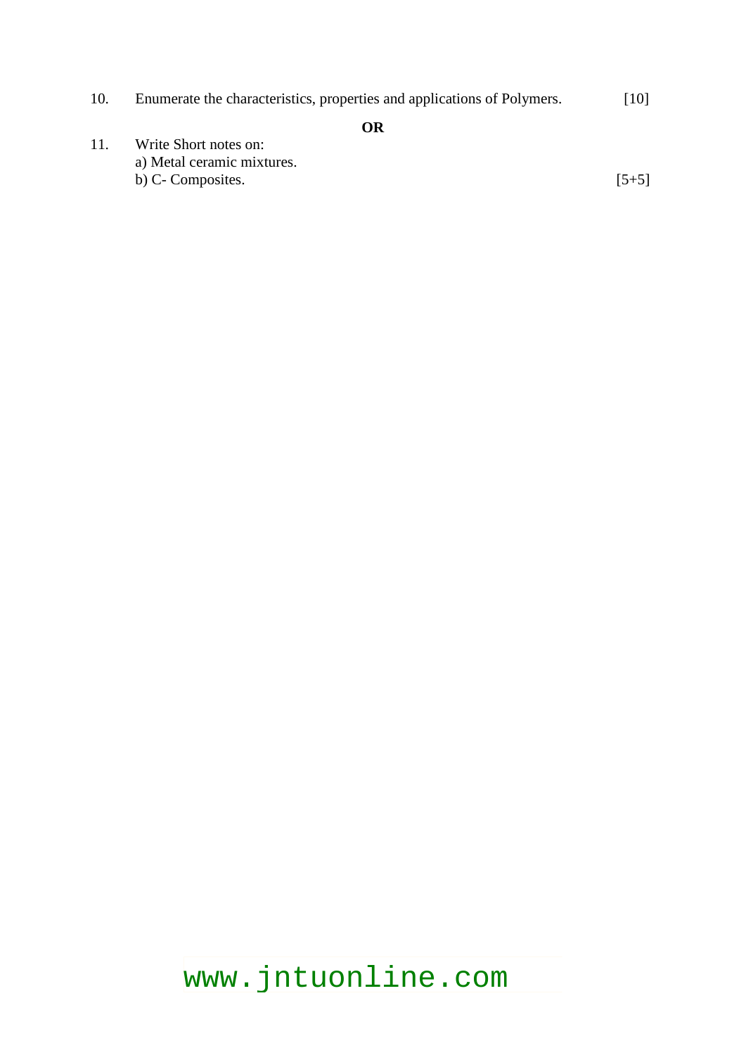10. Enumerate the characteristics, properties and applications of Polymers. [10]

**OR**

11. Write Short notes on:
    a) Metal ceramic mixtures.
    b) C- Composites. [5+5]